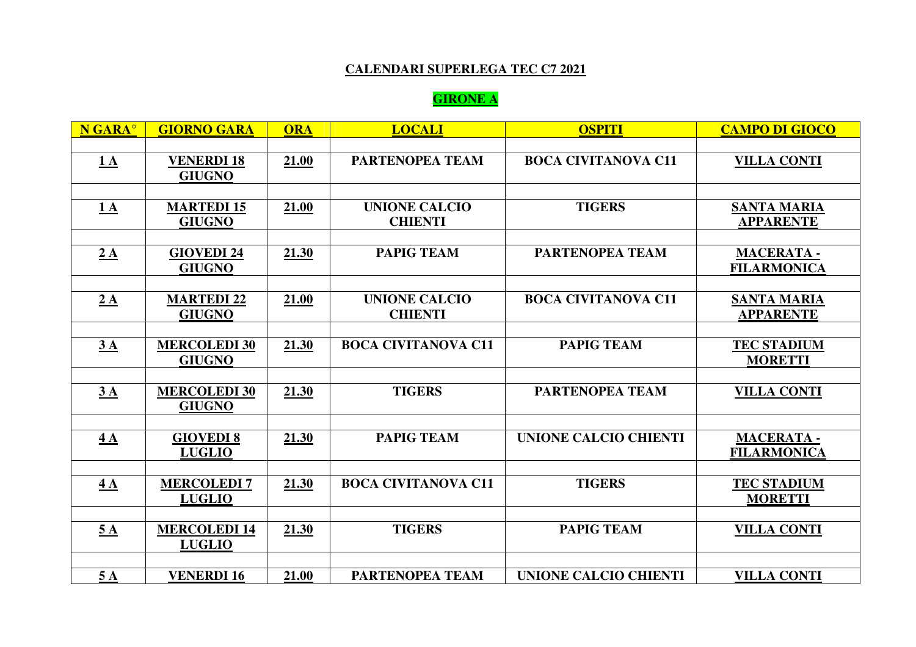**CALENDARI SUPERLEGA TEC C7 2021**

**GIRONE A**

| N GARA° | GIORNO GARA | ORA | LOCALI | OSPITI | CAMPO DI GIOCO |
|---|---|---|---|---|---|
| 1 A | VENERDI 18 GIUGNO | 21.00 | PARTENOPEA TEAM | BOCA CIVITANOVA C11 | VILLA CONTI |
| 1 A | MARTEDI 15 GIUGNO | 21.00 | UNIONE CALCIO CHIENTI | TIGERS | SANTA MARIA APPARENTE |
| 2 A | GIOVEDI 24 GIUGNO | 21.30 | PAPIG TEAM | PARTENOPEA TEAM | MACERATA - FILARMONICA |
| 2 A | MARTEDI 22 GIUGNO | 21.00 | UNIONE CALCIO CHIENTI | BOCA CIVITANOVA C11 | SANTA MARIA APPARENTE |
| 3 A | MERCOLEDI 30 GIUGNO | 21.30 | BOCA CIVITANOVA C11 | PAPIG TEAM | TEC STADIUM MORETTI |
| 3 A | MERCOLEDI 30 GIUGNO | 21.30 | TIGERS | PARTENOPEA TEAM | VILLA CONTI |
| 4 A | GIOVEDI 8 LUGLIO | 21.30 | PAPIG TEAM | UNIONE CALCIO CHIENTI | MACERATA - FILARMONICA |
| 4 A | MERCOLEDI 7 LUGLIO | 21.30 | BOCA CIVITANOVA C11 | TIGERS | TEC STADIUM MORETTI |
| 5 A | MERCOLEDI 14 LUGLIO | 21.30 | TIGERS | PAPIG TEAM | VILLA CONTI |
| 5 A | VENERDI 16 | 21.00 | PARTENOPEA TEAM | UNIONE CALCIO CHIENTI | VILLA CONTI |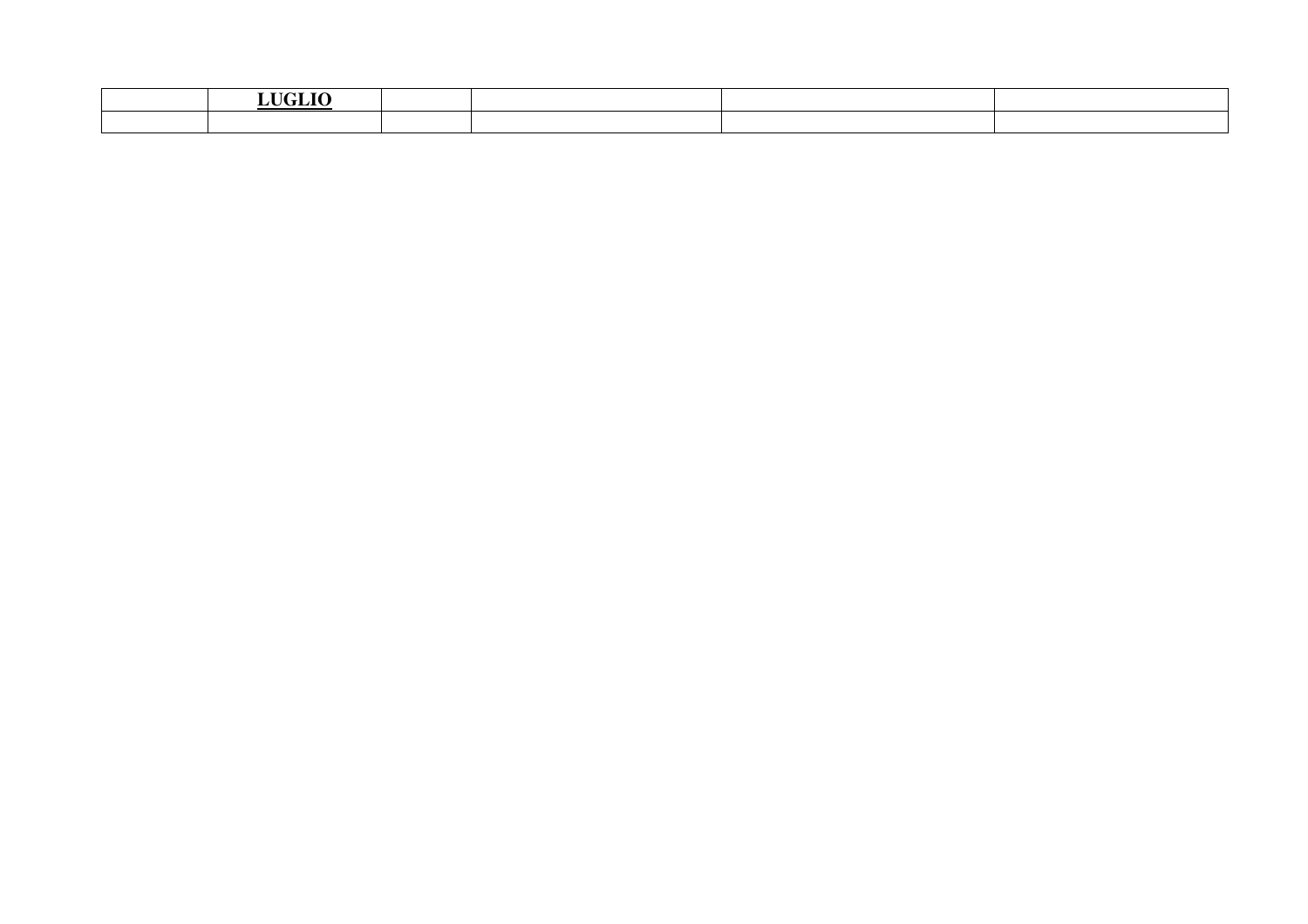| | **LUGLIO** | | | | |
|---|---|---|---|---|---|
| | | | | | |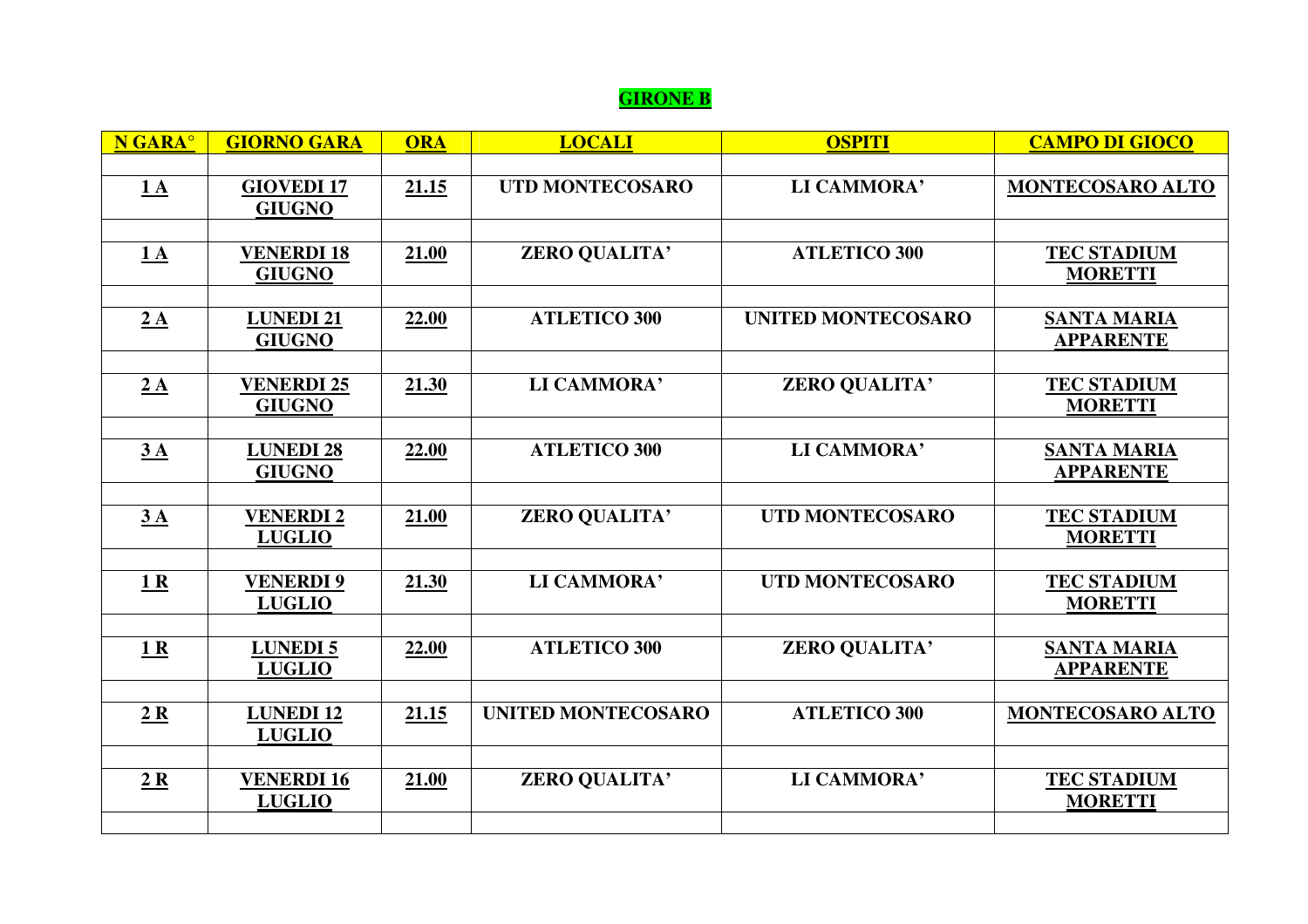## GIRONE B

| N GARA° | GIORNO GARA | ORA | LOCALI | OSPITI | CAMPO DI GIOCO |
|---|---|---|---|---|---|
| 1 A | GIOVEDI 17 GIUGNO | 21.15 | UTD MONTECOSARO | LI CAMMORA' | MONTECOSARO ALTO |
| 1 A | VENERDI 18 GIUGNO | 21.00 | ZERO QUALITA' | ATLETICO 300 | TEC STADIUM MORETTI |
| 2 A | LUNEDI 21 GIUGNO | 22.00 | ATLETICO 300 | UNITED MONTECOSARO | SANTA MARIA APPARENTE |
| 2 A | VENERDI 25 GIUGNO | 21.30 | LI CAMMORA' | ZERO QUALITA' | TEC STADIUM MORETTI |
| 3 A | LUNEDI 28 GIUGNO | 22.00 | ATLETICO 300 | LI CAMMORA' | SANTA MARIA APPARENTE |
| 3 A | VENERDI 2 LUGLIO | 21.00 | ZERO QUALITA' | UTD MONTECOSARO | TEC STADIUM MORETTI |
| 1 R | VENERDI 9 LUGLIO | 21.30 | LI CAMMORA' | UTD MONTECOSARO | TEC STADIUM MORETTI |
| 1 R | LUNEDI 5 LUGLIO | 22.00 | ATLETICO 300 | ZERO QUALITA' | SANTA MARIA APPARENTE |
| 2 R | LUNEDI 12 LUGLIO | 21.15 | UNITED MONTECOSARO | ATLETICO 300 | MONTECOSARO ALTO |
| 2 R | VENERDI 16 LUGLIO | 21.00 | ZERO QUALITA' | LI CAMMORA' | TEC STADIUM MORETTI |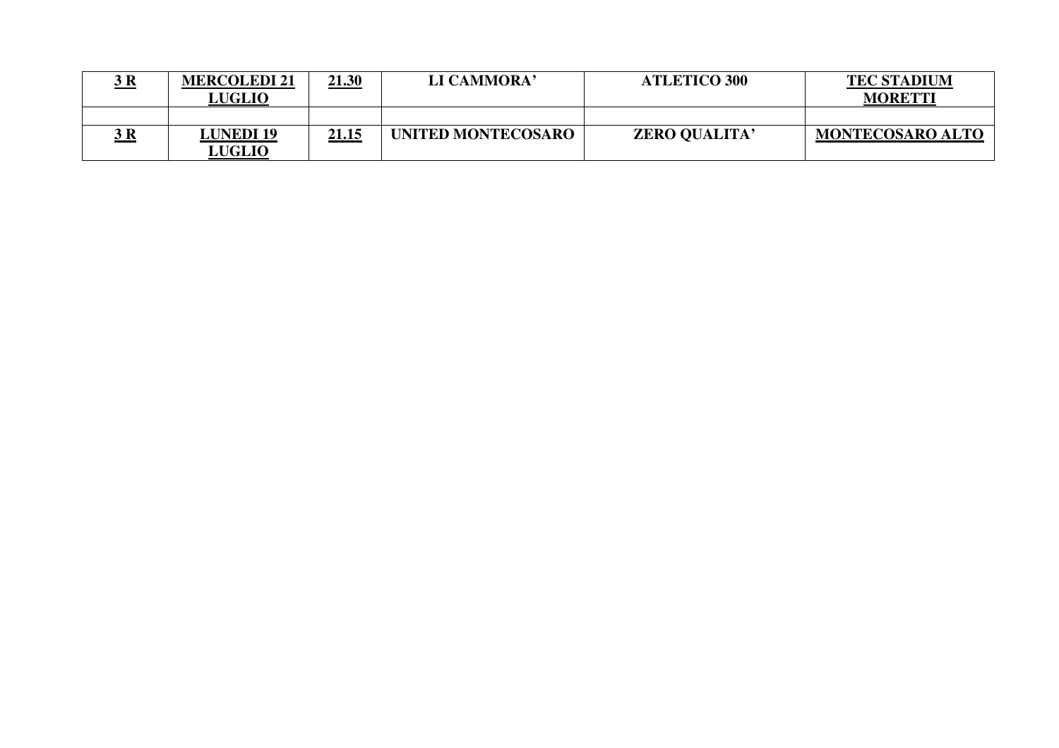| **3 R** | **MERCOLEDI 21 LUGLIO** | **21.30** | **LI CAMMORA'** | **ATLETICO 300** | **TEC STADIUM MORETTI** |
|---|---|---|---|---|---|
| | | | | | |
| **3 R** | **LUNEDI 19 LUGLIO** | **21.15** | **UNITED MONTECOSARO** | **ZERO QUALITA'** | **MONTECOSARO ALTO** |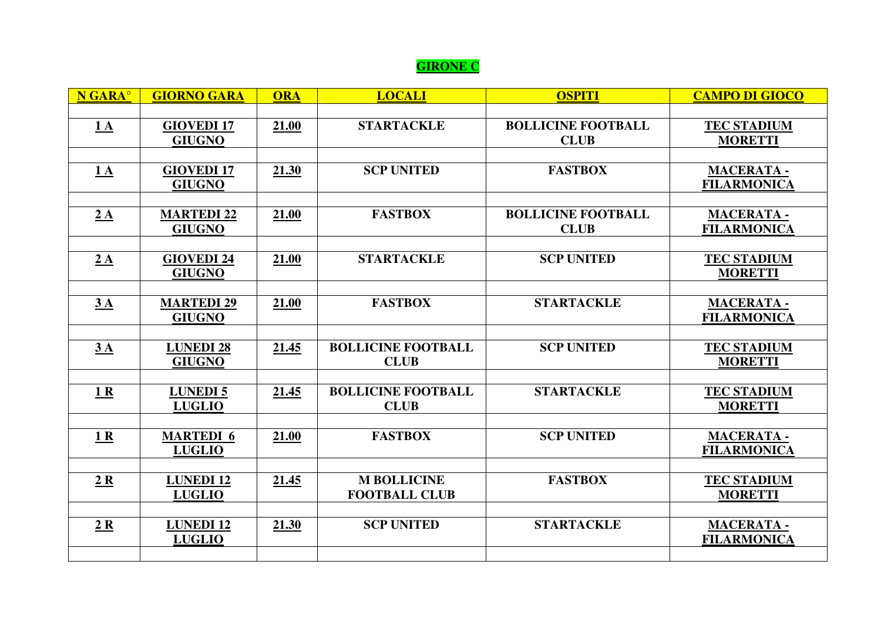# GIRONE C

| N GARA° | GIORNO GARA | ORA | LOCALI | OSPITI | CAMPO DI GIOCO |
|---|---|---|---|---|---|
| 1 A | GIOVEDI 17 GIUGNO | 21.00 | STARTACKLE | BOLLICINE FOOTBALL CLUB | TEC STADIUM MORETTI |
| 1 A | GIOVEDI 17 GIUGNO | 21.30 | SCP UNITED | FASTBOX | MACERATA - FILARMONICA |
| 2 A | MARTEDI 22 GIUGNO | 21.00 | FASTBOX | BOLLICINE FOOTBALL CLUB | MACERATA - FILARMONICA |
| 2 A | GIOVEDI 24 GIUGNO | 21.00 | STARTACKLE | SCP UNITED | TEC STADIUM MORETTI |
| 3 A | MARTEDI 29 GIUGNO | 21.00 | FASTBOX | STARTACKLE | MACERATA - FILARMONICA |
| 3 A | LUNEDI 28 GIUGNO | 21.45 | BOLLICINE FOOTBALL CLUB | SCP UNITED | TEC STADIUM MORETTI |
| 1 R | LUNEDI 5 LUGLIO | 21.45 | BOLLICINE FOOTBALL CLUB | STARTACKLE | TEC STADIUM MORETTI |
| 1 R | MARTEDI 6 LUGLIO | 21.00 | FASTBOX | SCP UNITED | MACERATA - FILARMONICA |
| 2 R | LUNEDI 12 LUGLIO | 21.45 | M BOLLICINE FOOTBALL CLUB | FASTBOX | TEC STADIUM MORETTI |
| 2 R | LUNEDI 12 LUGLIO | 21.30 | SCP UNITED | STARTACKLE | MACERATA - FILARMONICA |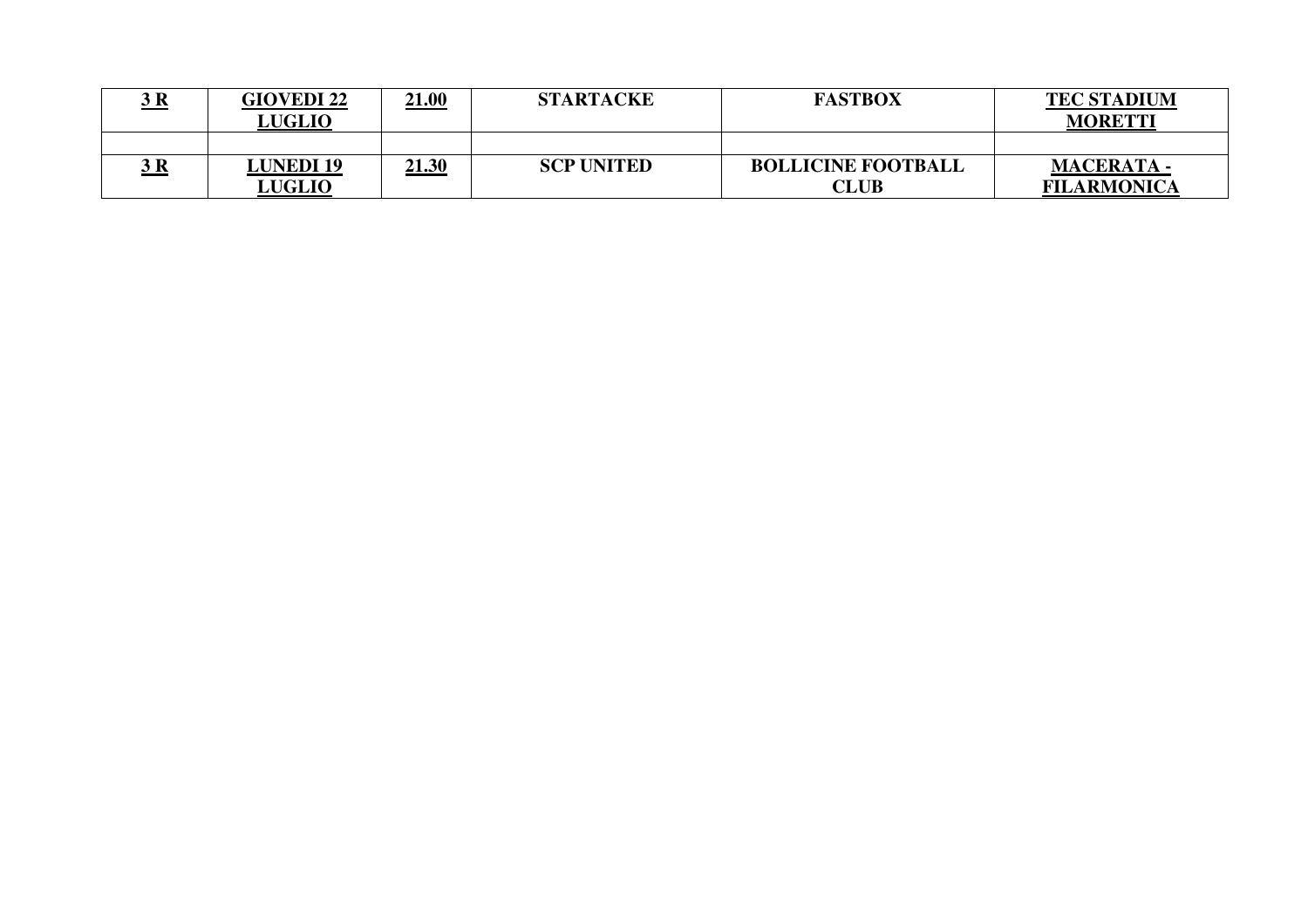| **3 R** | **GIOVEDI 22 LUGLIO** | **21.00** | **STARTACKE** | **FASTBOX** | **TEC STADIUM MORETTI** |
|---|---|---|---|---|---|
| | | | | | |
| **3 R** | **LUNEDI 19 LUGLIO** | **21.30** | **SCP UNITED** | **BOLLICINE FOOTBALL CLUB** | **MACERATA - FILARMONICA** |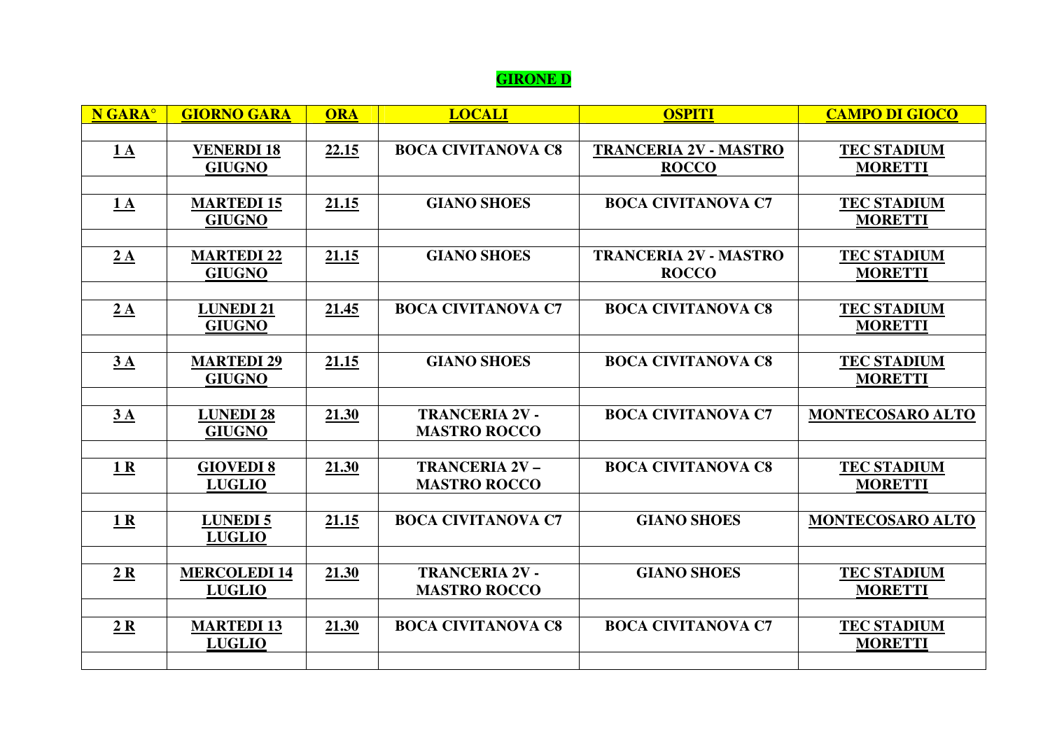## GIRONE D

| N GARA° | GIORNO GARA | ORA | LOCALI | OSPITI | CAMPO DI GIOCO |
|---|---|---|---|---|---|
| 1 A | VENERDI 18 GIUGNO | 22.15 | BOCA CIVITANOVA C8 | TRANCERIA 2V - MASTRO ROCCO | TEC STADIUM MORETTI |
| 1 A | MARTEDI 15 GIUGNO | 21.15 | GIANO SHOES | BOCA CIVITANOVA C7 | TEC STADIUM MORETTI |
| 2 A | MARTEDI 22 GIUGNO | 21.15 | GIANO SHOES | TRANCERIA 2V - MASTRO ROCCO | TEC STADIUM MORETTI |
| 2 A | LUNEDI 21 GIUGNO | 21.45 | BOCA CIVITANOVA C7 | BOCA CIVITANOVA C8 | TEC STADIUM MORETTI |
| 3 A | MARTEDI 29 GIUGNO | 21.15 | GIANO SHOES | BOCA CIVITANOVA C8 | TEC STADIUM MORETTI |
| 3 A | LUNEDI 28 GIUGNO | 21.30 | TRANCERIA 2V - MASTRO ROCCO | BOCA CIVITANOVA C7 | MONTECOSARO ALTO |
| 1 R | GIOVEDI 8 LUGLIO | 21.30 | TRANCERIA 2V – MASTRO ROCCO | BOCA CIVITANOVA C8 | TEC STADIUM MORETTI |
| 1 R | LUNEDI 5 LUGLIO | 21.15 | BOCA CIVITANOVA C7 | GIANO SHOES | MONTECOSARO ALTO |
| 2 R | MERCOLEDI 14 LUGLIO | 21.30 | TRANCERIA 2V - MASTRO ROCCO | GIANO SHOES | TEC STADIUM MORETTI |
| 2 R | MARTEDI 13 LUGLIO | 21.30 | BOCA CIVITANOVA C8 | BOCA CIVITANOVA C7 | TEC STADIUM MORETTI |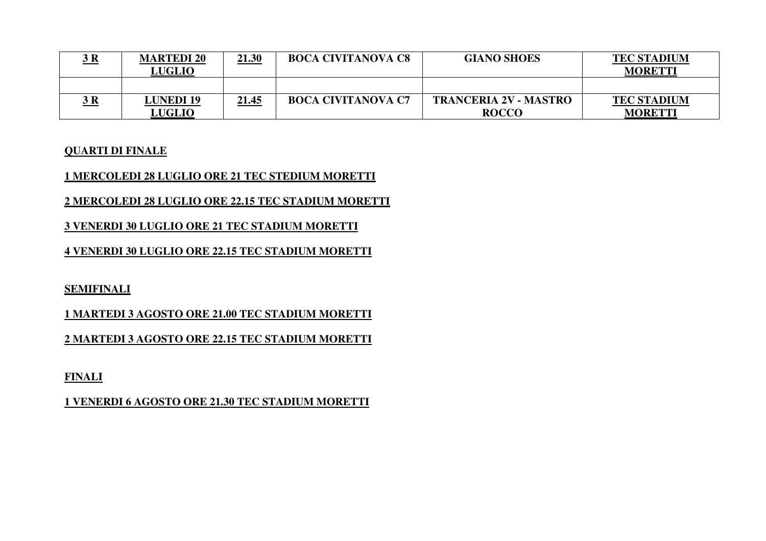| | | | | | |
|---|---|---|---|---|---|
| **3 R** | **MARTEDI 20 LUGLIO** | **21.30** | **BOCA CIVITANOVA C8** | **GIANO SHOES** | **TEC STADIUM MORETTI** |
| | | | | | |
| **3 R** | **LUNEDI 19 LUGLIO** | **21.45** | **BOCA CIVITANOVA C7** | **TRANCERIA 2V - MASTRO ROCCO** | **TEC STADIUM MORETTI** |

**QUARTI DI FINALE**

**1 MERCOLEDI 28 LUGLIO ORE 21 TEC STEDIUM MORETTI**

**2 MERCOLEDI 28 LUGLIO ORE 22.15 TEC STADIUM MORETTI**

**3 VENERDI 30 LUGLIO ORE 21 TEC STADIUM MORETTI**

**4 VENERDI 30 LUGLIO ORE 22.15 TEC STADIUM MORETTI**

**SEMIFINALI**

**1 MARTEDI 3 AGOSTO ORE 21.00 TEC STADIUM MORETTI**

**2 MARTEDI 3 AGOSTO ORE 22.15 TEC STADIUM MORETTI**

**FINALI**

**1 VENERDI 6 AGOSTO ORE 21.30 TEC STADIUM MORETTI**